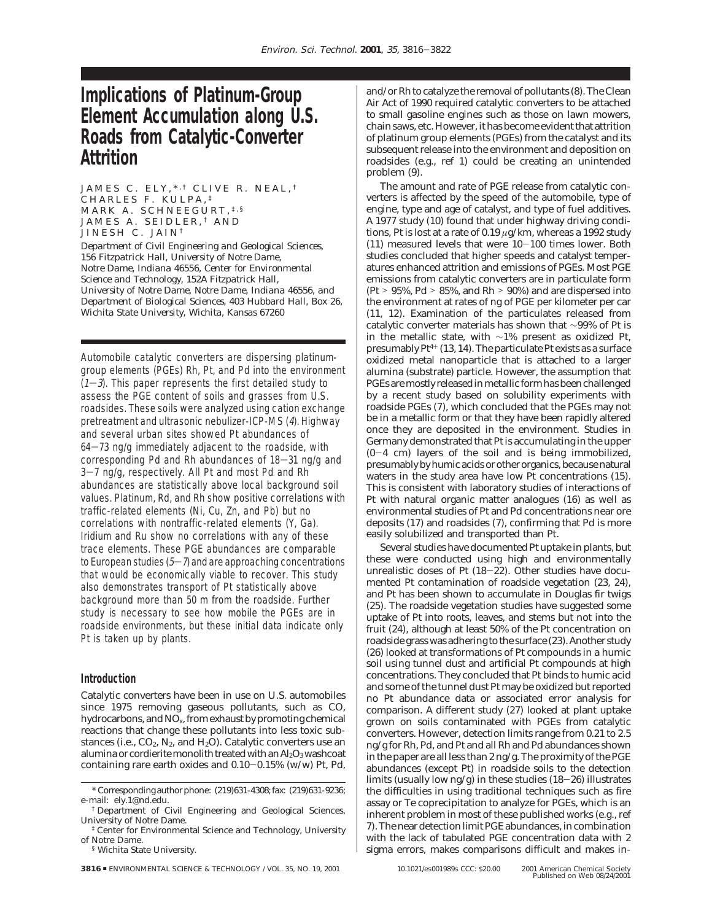# Implications of Platinum-Group Element Accumulation along U.S. Roads from Catalytic-Converter Attrition

JAMES C. ELY,*,† CLIVE R. NEAL,† CHARLES F. KULPA,‡ MARK A. SCHNEEGURT,‡,§ JAMES A. SEIDLER,† AND JINESH C. JAIN†

Department of Civil Engineering and Geological Sciences, 156 Fitzpatrick Hall, University of Notre Dame, Notre Dame, Indiana 46556, Center for Environmental Science and Technology, 152A Fitzpatrick Hall, University of Notre Dame, Notre Dame, Indiana 46556, and Department of Biological Sciences, 403 Hubbard Hall, Box 26, Wichita State University, Wichita, Kansas 67260

*Automobile catalytic converters are dispersing platinum-group elements (PGEs) Rh, Pt, and Pd into the environment (1–3). This paper represents the first detailed study to assess the PGE content of soils and grasses from U.S. roadsides. These soils were analyzed using cation exchange pretreatment and ultrasonic nebulizer-ICP-MS (4). Highway and several urban sites showed Pt abundances of 64–73 ng/g immediately adjacent to the roadside, with corresponding Pd and Rh abundances of 18–31 ng/g and 3–7 ng/g, respectively. All Pt and most Pd and Rh abundances are statistically above local background soil values. Platinum, Rd, and Rh show positive correlations with traffic-related elements (Ni, Cu, Zn, and Pb) but no correlations with nontraffic-related elements (Y, Ga). Iridium and Ru show no correlations with any of these trace elements. These PGE abundances are comparable to European studies (5–7) and are approaching concentrations that would be economically viable to recover. This study also demonstrates transport of Pt statistically above background more than 50 m from the roadside. Further study is necessary to see how mobile the PGEs are in roadside environments, but these initial data indicate only Pt is taken up by plants.*

## Introduction

Catalytic converters have been in use on U.S. automobiles since 1975 removing gaseous pollutants, such as CO, hydrocarbons, and $NO_x$, from exhaust by promoting chemical reactions that change these pollutants into less toxic substances (i.e., $CO_2$, $N_2$, and $H_2O$). Catalytic converters use an alumina or cordierite monolith treated with an $Al_2O_3$ washcoat containing rare earth oxides and 0.10–0.15% (w/w) Pt, Pd, and/or Rh to catalyze the removal of pollutants (8). The Clean Air Act of 1990 required catalytic converters to be attached to small gasoline engines such as those on lawn mowers, chain saws, etc. However, it has become evident that attrition of platinum group elements (PGEs) from the catalyst and its subsequent release into the environment and deposition on roadsides (e.g., ref 1) could be creating an unintended problem (9).

The amount and rate of PGE release from catalytic converters is affected by the speed of the automobile, type of engine, type and age of catalyst, and type of fuel additives. A 1977 study (10) found that under highway driving conditions, Pt is lost at a rate of 0.19 μg/km, whereas a 1992 study (11) measured levels that were 10–100 times lower. Both studies concluded that higher speeds and catalyst temperatures enhanced attrition and emissions of PGEs. Most PGE emissions from catalytic converters are in particulate form (Pt > 95%, Pd > 85%, and Rh > 90%) and are dispersed into the environment at rates of ng of PGE per kilometer per car (11, 12). Examination of the particulates released from catalytic converter materials has shown that ~99% of Pt is in the metallic state, with ~1% present as oxidized Pt, presumably $Pt^{4+}$ (13, 14). The particulate Pt exists as a surface oxidized metal nanoparticle that is attached to a larger alumina (substrate) particle. However, the assumption that PGEs are mostly released in metallic form has been challenged by a recent study based on solubility experiments with roadside PGEs (7), which concluded that the PGEs may not be in a metallic form or that they have been rapidly altered once they are deposited in the environment. Studies in Germany demonstrated that Pt is accumulating in the upper (0–4 cm) layers of the soil and is being immobilized, presumably by humic acids or other organics, because natural waters in the study area have low Pt concentrations (15). This is consistent with laboratory studies of interactions of Pt with natural organic matter analogues (16) as well as environmental studies of Pt and Pd concentrations near ore deposits (17) and roadsides (7), confirming that Pd is more easily solubilized and transported than Pt.

Several studies have documented Pt uptake in plants, but these were conducted using high and environmentally unrealistic doses of Pt (18–22). Other studies have documented Pt contamination of roadside vegetation (23, 24), and Pt has been shown to accumulate in Douglas fir twigs (25). The roadside vegetation studies have suggested some uptake of Pt into roots, leaves, and stems but not into the fruit (24), although at least 50% of the Pt concentration on roadside grass was adhering to the surface (23). Another study (26) looked at transformations of Pt compounds in a humic soil using tunnel dust and artificial Pt compounds at high concentrations. They concluded that Pt binds to humic acid and some of the tunnel dust Pt may be oxidized but reported no Pt abundance data or associated error analysis for comparison. A different study (27) looked at plant uptake grown on soils contaminated with PGEs from catalytic converters. However, detection limits range from 0.21 to 2.5 ng/g for Rh, Pd, and Pt and all Rh and Pd abundances shown in the paper are all less than 2 ng/g. The proximity of the PGE abundances (except Pt) in roadside soils to the detection limits (usually low ng/g) in these studies (18–26) illustrates the difficulties in using traditional techniques such as fire assay or Te coprecipitation to analyze for PGEs, which is an inherent problem in most of these published works (e.g., ref 7). The near detection limit PGE abundances, in combination with the lack of tabulated PGE concentration data with 2 sigma errors, makes comparisons difficult and makes in-

\* Corresponding author phone: (219)631-4308; fax: (219)631-9236; e-mail: ely.1@nd.edu.

† Department of Civil Engineering and Geological Sciences, University of Notre Dame.

‡ Center for Environmental Science and Technology, University of Notre Dame.

§ Wichita State University.

10.1021/es001989s CCC: $20.00 © 2001 American Chemical Society
Published on Web 08/24/2001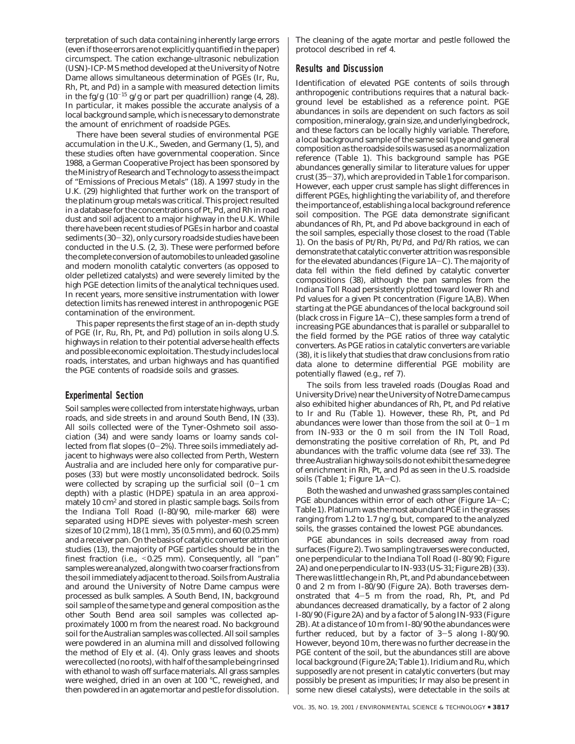terpretation of such data containing inherently large errors (even if those errors are not explicitly quantified in the paper) circumspect. The cation exchange-ultrasonic nebulization (USN)-ICP-MS method developed at the University of Notre Dame allows simultaneous determination of PGEs (Ir, Ru, Rh, Pt, and Pd) in a sample with measured detection limits in the fg/g ($10^{-15}$ g/g or part per quadrillion) range (4, 28). In particular, it makes possible the accurate analysis of a local background sample, which is necessary to demonstrate the amount of enrichment of roadside PGEs.

There have been several studies of environmental PGE accumulation in the U.K., Sweden, and Germany (1, 5), and these studies often have governmental cooperation. Since 1988, a German Cooperative Project has been sponsored by the Ministry of Research and Technology to assess the impact of "Emissions of Precious Metals" (18). A 1997 study in the U.K. (29) highlighted that further work on the transport of the platinum group metals was critical. This project resulted in a database for the concentrations of Pt, Pd, and Rh in road dust and soil adjacent to a major highway in the U.K. While there have been recent studies of PGEs in harbor and coastal sediments (30−32), only cursory roadside studies have been conducted in the U.S. (2, 3). These were performed before the complete conversion of automobiles to unleaded gasoline and modern monolith catalytic converters (as opposed to older pelletized catalysts) and were severely limited by the high PGE detection limits of the analytical techniques used. In recent years, more sensitive instrumentation with lower detection limits has renewed interest in anthropogenic PGE contamination of the environment.

This paper represents the first stage of an in-depth study of PGE (Ir, Ru, Rh, Pt, and Pd) pollution in soils along U.S. highways in relation to their potential adverse health effects and possible economic exploitation. The study includes local roads, interstates, and urban highways and has quantified the PGE contents of roadside soils and grasses.

## Experimental Section

Soil samples were collected from interstate highways, urban roads, and side streets in and around South Bend, IN (33). All soils collected were of the Tyner-Oshmeto soil association (34) and were sandy loams or loamy sands collected from flat slopes (0−2%). Three soils immediately adjacent to highways were also collected from Perth, Western Australia and are included here only for comparative purposes (33) but were mostly unconsolidated bedrock. Soils were collected by scraping up the surficial soil (0−1 cm depth) with a plastic (HDPE) spatula in an area approximately 10 cm$^2$ and stored in plastic sample bags. Soils from the Indiana Toll Road (I-80/90, mile-marker 68) were separated using HDPE sieves with polyester-mesh screen sizes of 10 (2 mm), 18 (1 mm), 35 (0.5 mm), and 60 (0.25 mm) and a receiver pan. On the basis of catalytic converter attrition studies (13), the majority of PGE particles should be in the finest fraction (i.e., <0.25 mm). Consequently, all "pan" samples were analyzed, along with two coarser fractions from the soil immediately adjacent to the road. Soils from Australia and around the University of Notre Dame campus were processed as bulk samples. A South Bend, IN, background soil sample of the same type and general composition as the other South Bend area soil samples was collected approximately 1000 m from the nearest road. No background soil for the Australian samples was collected. All soil samples were powdered in an alumina mill and dissolved following the method of Ely et al. (4). Only grass leaves and shoots were collected (no roots), with half of the sample being rinsed with ethanol to wash off surface materials. All grass samples were weighed, dried in an oven at 100 °C, reweighed, and then powdered in an agate mortar and pestle for dissolution. The cleaning of the agate mortar and pestle followed the protocol described in ref 4.

## Results and Discussion

Identification of elevated PGE contents of soils through anthropogenic contributions requires that a natural background level be established as a reference point. PGE abundances in soils are dependent on such factors as soil composition, mineralogy, grain size, and underlying bedrock, and these factors can be locally highly variable. Therefore, a local background sample of the same soil type and general composition as the roadside soils was used as a normalization reference (Table 1). This background sample has PGE abundances generally similar to literature values for upper crust (35−37), which are provided in Table 1 for comparison. However, each upper crust sample has slight differences in different PGEs, highlighting the variability of, and therefore the importance of, establishing a local background reference soil composition. The PGE data demonstrate significant abundances of Rh, Pt, and Pd above background in each of the soil samples, especially those closest to the road (Table 1). On the basis of Pt/Rh, Pt/Pd, and Pd/Rh ratios, we can demonstrate that catalytic converter attrition was responsible for the elevated abundances (Figure 1A−C). The majority of data fell within the field defined by catalytic converter compositions (38), although the pan samples from the Indiana Toll Road persistently plotted toward lower Rh and Pd values for a given Pt concentration (Figure 1A,B). When starting at the PGE abundances of the local background soil (black cross in Figure 1A−C), these samples form a trend of increasing PGE abundances that is parallel or subparallel to the field formed by the PGE ratios of three way catalytic converters. As PGE ratios in catalytic converters are variable (38), it is likely that studies that draw conclusions from ratio data alone to determine differential PGE mobility are potentially flawed (e.g., ref 7).

The soils from less traveled roads (Douglas Road and University Drive) near the University of Notre Dame campus also exhibited higher abundances of Rh, Pt, and Pd relative to Ir and Ru (Table 1). However, these Rh, Pt, and Pd abundances were lower than those from the soil at 0−1 m from IN-933 or the 0 m soil from the IN Toll Road, demonstrating the positive correlation of Rh, Pt, and Pd abundances with the traffic volume data (see ref 33). The three Australian highway soils do not exhibit the same degree of enrichment in Rh, Pt, and Pd as seen in the U.S. roadside soils (Table 1; Figure 1A−C).

Both the washed and unwashed grass samples contained PGE abundances within error of each other (Figure 1A−C; Table 1). Platinum was the most abundant PGE in the grasses ranging from 1.2 to 1.7 ng/g, but, compared to the analyzed soils, the grasses contained the lowest PGE abundances.

PGE abundances in soils decreased away from road surfaces (Figure 2). Two sampling traverses were conducted, one perpendicular to the Indiana Toll Road (I-80/90; Figure 2A) and one perpendicular to IN-933 (US-31; Figure 2B) (33). There was little change in Rh, Pt, and Pd abundance between 0 and 2 m from I-80/90 (Figure 2A). Both traverses demonstrated that 4−5 m from the road, Rh, Pt, and Pd abundances decreased dramatically, by a factor of 2 along I-80/90 (Figure 2A) and by a factor of 5 along IN-933 (Figure 2B). At a distance of 10 m from I-80/90 the abundances were further reduced, but by a factor of 3−5 along I-80/90. However, beyond 10 m, there was no further decrease in the PGE content of the soil, but the abundances still are above local background (Figure 2A; Table 1). Iridium and Ru, which supposedly are not present in catalytic converters (but may possibly be present as impurities; Ir may also be present in some new diesel catalysts), were detectable in the soils at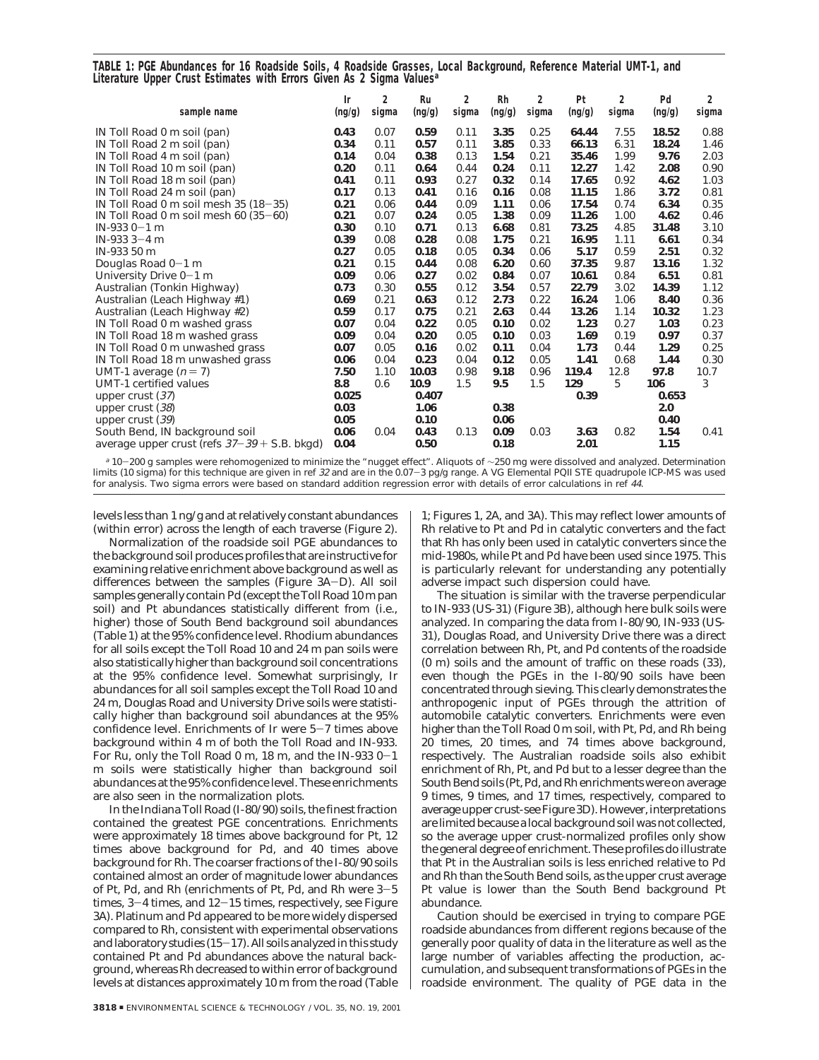**TABLE 1: PGE Abundances for 16 Roadside Soils, 4 Roadside Grasses, Local Background, Reference Material UMT-1, and Literature Upper Crust Estimates with Errors Given As 2 Sigma Values**[a]

| sample name | Ir (ng/g) | 2 sigma | Ru (ng/g) | 2 sigma | Rh (ng/g) | 2 sigma | Pt (ng/g) | 2 sigma | Pd (ng/g) | 2 sigma |
|---|---|---|---|---|---|---|---|---|---|---|
| IN Toll Road 0 m soil (pan) | **0.43** | 0.07 | **0.59** | 0.11 | **3.35** | 0.25 | **64.44** | 7.55 | **18.52** | 0.88 |
| IN Toll Road 2 m soil (pan) | **0.34** | 0.11 | **0.57** | 0.11 | **3.85** | 0.33 | **66.13** | 6.31 | **18.24** | 1.46 |
| IN Toll Road 4 m soil (pan) | **0.14** | 0.04 | **0.38** | 0.13 | **1.54** | 0.21 | **35.46** | 1.99 | **9.76** | 2.03 |
| IN Toll Road 10 m soil (pan) | **0.20** | 0.11 | **0.64** | 0.44 | **0.24** | 0.11 | **12.27** | 1.42 | **2.08** | 0.90 |
| IN Toll Road 18 m soil (pan) | **0.41** | 0.11 | **0.93** | 0.27 | **0.32** | 0.14 | **17.65** | 0.92 | **4.62** | 1.03 |
| IN Toll Road 24 m soil (pan) | **0.17** | 0.13 | **0.41** | 0.16 | **0.16** | 0.08 | **11.15** | 1.86 | **3.72** | 0.81 |
| IN Toll Road 0 m soil mesh 35 (18−35) | **0.21** | 0.06 | **0.44** | 0.09 | **1.11** | 0.06 | **17.54** | 0.74 | **6.34** | 0.35 |
| IN Toll Road 0 m soil mesh 60 (35−60) | **0.21** | 0.07 | **0.24** | 0.05 | **1.38** | 0.09 | **11.26** | 1.00 | **4.62** | 0.46 |
| IN-933 0−1 m | **0.30** | 0.10 | **0.71** | 0.13 | **6.68** | 0.81 | **73.25** | 4.85 | **31.48** | 3.10 |
| IN-933 3−4 m | **0.39** | 0.08 | **0.28** | 0.08 | **1.75** | 0.21 | **16.95** | 1.11 | **6.61** | 0.34 |
| IN-933 50 m | **0.27** | 0.05 | **0.18** | 0.05 | **0.34** | 0.06 | **5.17** | 0.59 | **2.51** | 0.32 |
| Douglas Road 0−1 m | **0.21** | 0.15 | **0.44** | 0.08 | **6.20** | 0.60 | **37.35** | 9.87 | **13.16** | 1.32 |
| University Drive 0−1 m | **0.09** | 0.06 | **0.27** | 0.02 | **0.84** | 0.07 | **10.61** | 0.84 | **6.51** | 0.81 |
| Australian (Tonkin Highway) | **0.73** | 0.30 | **0.55** | 0.12 | **3.54** | 0.57 | **22.79** | 3.02 | **14.39** | 1.12 |
| Australian (Leach Highway #1) | **0.69** | 0.21 | **0.63** | 0.12 | **2.73** | 0.22 | **16.24** | 1.06 | **8.40** | 0.36 |
| Australian (Leach Highway #2) | **0.59** | 0.17 | **0.75** | 0.21 | **2.63** | 0.44 | **13.26** | 1.14 | **10.32** | 1.23 |
| IN Toll Road 0 m washed grass | **0.07** | 0.04 | **0.22** | 0.05 | **0.10** | 0.02 | **1.23** | 0.27 | **1.03** | 0.23 |
| IN Toll Road 18 m washed grass | **0.09** | 0.04 | **0.20** | 0.05 | **0.10** | 0.03 | **1.69** | 0.19 | **0.97** | 0.37 |
| IN Toll Road 0 m unwashed grass | **0.07** | 0.05 | **0.16** | 0.02 | **0.11** | 0.04 | **1.73** | 0.44 | **1.29** | 0.25 |
| IN Toll Road 18 m unwashed grass | **0.06** | 0.04 | **0.23** | 0.04 | **0.12** | 0.05 | **1.41** | 0.68 | **1.44** | 0.30 |
| UMT-1 average ($n = 7$) | **7.50** | 1.10 | **10.03** | 0.98 | **9.18** | 0.96 | **119.4** | 12.8 | **97.8** | 10.7 |
| UMT-1 certified values | **8.8** | 0.6 | **10.9** | 1.5 | **9.5** | 1.5 | **129** | 5 | **106** | 3 |
| upper crust (*37*) | **0.025** | | **0.407** | | | | **0.39** | | **0.653** | |
| upper crust (*38*) | **0.03** | | **1.06** | | **0.38** | | | | **2.0** | |
| upper crust (*39*) | **0.05** | | **0.10** | | **0.06** | | | | **0.40** | |
| South Bend, IN background soil | **0.06** | 0.04 | **0.43** | 0.13 | **0.09** | 0.03 | **3.63** | 0.82 | **1.54** | 0.41 |
| average upper crust (refs *37*−*39* + S.B. bkgd) | **0.04** | | **0.50** | | **0.18** | | **2.01** | | **1.15** | |

[a] 10−200 g samples were rehomogenized to minimize the "nugget effect". Aliquots of ~250 mg were dissolved and analyzed. Determination limits (10 sigma) for this technique are given in ref *32* and are in the 0.07−3 pg/g range. A VG Elemental PQII STE quadrupole ICP-MS was used for analysis. Two sigma errors were based on standard addition regression error with details of error calculations in ref *44*.

levels less than 1 ng/g and at relatively constant abundances (within error) across the length of each traverse (Figure 2).

Normalization of the roadside soil PGE abundances to the background soil produces profiles that are instructive for examining relative enrichment above background as well as differences between the samples (Figure 3A−D). All soil samples generally contain Pd (except the Toll Road 10 m pan soil) and Pt abundances statistically different from (i.e., higher) those of South Bend background soil abundances (Table 1) at the 95% confidence level. Rhodium abundances for all soils except the Toll Road 10 and 24 m pan soils were also statistically higher than background soil concentrations at the 95% confidence level. Somewhat surprisingly, Ir abundances for all soil samples except the Toll Road 10 and 24 m, Douglas Road and University Drive soils were statistically higher than background soil abundances at the 95% confidence level. Enrichments of Ir were 5−7 times above background within 4 m of both the Toll Road and IN-933. For Ru, only the Toll Road 0 m, 18 m, and the IN-933 0−1 m soils were statistically higher than background soil abundances at the 95% confidence level. These enrichments are also seen in the normalization plots.

In the Indiana Toll Road (I-80/90) soils, the finest fraction contained the greatest PGE concentrations. Enrichments were approximately 18 times above background for Pt, 12 times above background for Pd, and 40 times above background for Rh. The coarser fractions of the I-80/90 soils contained almost an order of magnitude lower abundances of Pt, Pd, and Rh (enrichments of Pt, Pd, and Rh were 3−5 times, 3−4 times, and 12−15 times, respectively, see Figure 3A). Platinum and Pd appeared to be more widely dispersed compared to Rh, consistent with experimental observations and laboratory studies (*15*−*17*). All soils analyzed in this study contained Pt and Pd abundances above the natural background, whereas Rh decreased to within error of background levels at distances approximately 10 m from the road (Table 1; Figures 1, 2A, and 3A). This may reflect lower amounts of Rh relative to Pt and Pd in catalytic converters and the fact that Rh has only been used in catalytic converters since the mid-1980s, while Pt and Pd have been used since 1975. This is particularly relevant for understanding any potentially adverse impact such dispersion could have.

The situation is similar with the traverse perpendicular to IN-933 (US-31) (Figure 3B), although here bulk soils were analyzed. In comparing the data from I-80/90, IN-933 (US-31), Douglas Road, and University Drive there was a direct correlation between Rh, Pt, and Pd contents of the roadside (0 m) soils and the amount of traffic on these roads (*33*), even though the PGEs in the I-80/90 soils have been concentrated through sieving. This clearly demonstrates the anthropogenic input of PGEs through the attrition of automobile catalytic converters. Enrichments were even higher than the Toll Road 0 m soil, with Pt, Pd, and Rh being 20 times, 20 times, and 74 times above background, respectively. The Australian roadside soils also exhibit enrichment of Rh, Pt, and Pd but to a lesser degree than the South Bend soils (Pt, Pd, and Rh enrichments were on average 9 times, 9 times, and 17 times, respectively, compared to average upper crust-see Figure 3D). However, interpretations are limited because a local background soil was not collected, so the average upper crust-normalized profiles only show the general degree of enrichment. These profiles do illustrate that Pt in the Australian soils is less enriched relative to Pd and Rh than the South Bend soils, as the upper crust average Pt value is lower than the South Bend background Pt abundance.

Caution should be exercised in trying to compare PGE roadside abundances from different regions because of the generally poor quality of data in the literature as well as the large number of variables affecting the production, accumulation, and subsequent transformations of PGEs in the roadside environment. The quality of PGE data in the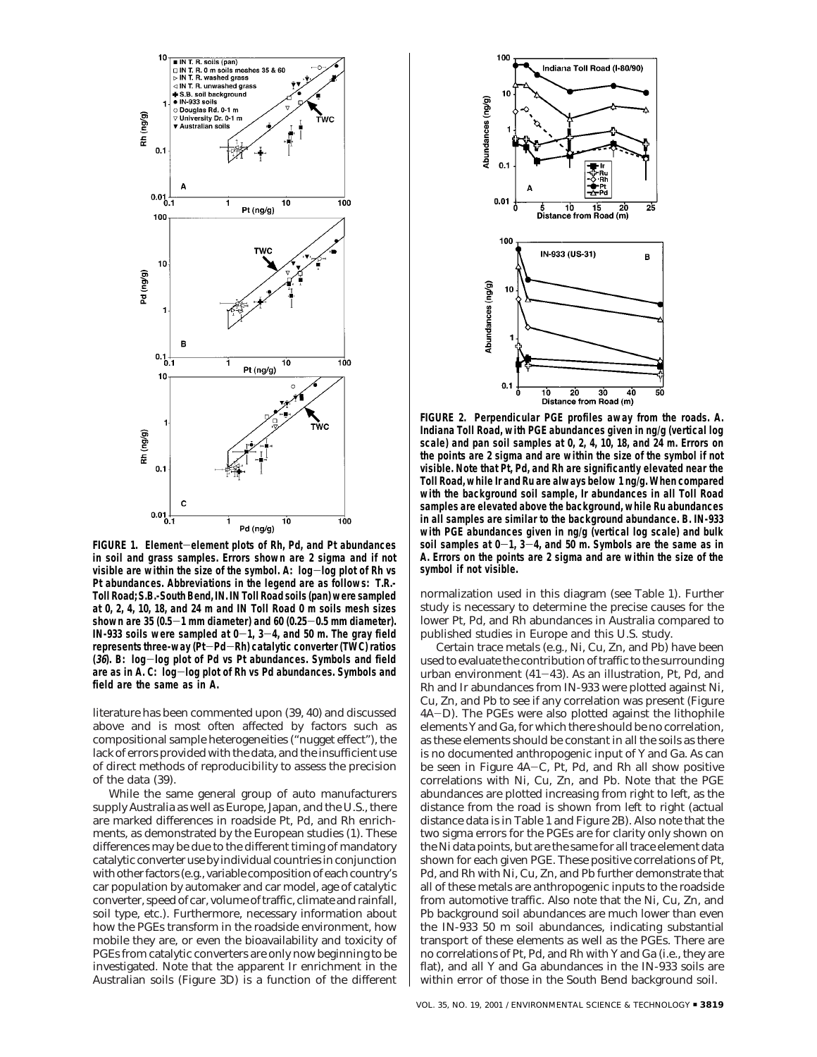**FIGURE 1. Element–element plots of Rh, Pd, and Pt abundances in soil and grass samples. Errors shown are 2 sigma and if not visible are within the size of the symbol. A: log–log plot of Rh vs Pt abundances. Abbreviations in the legend are as follows: T.R.-Toll Road; S.B.-South Bend, IN. IN Toll Road soils (pan) were sampled at 0, 2, 4, 10, 18, and 24 m and IN Toll Road 0 m soils mesh sizes shown are 35 (0.5–1 mm diameter) and 60 (0.25–0.5 mm diameter). IN-933 soils were sampled at 0–1, 3–4, and 50 m. The gray field represents three-way (Pt–Pd–Rh) catalytic converter (TWC) ratios (*36*). B: log–log plot of Pd vs Pt abundances. Symbols and field are as in A. C: log–log plot of Rh vs Pd abundances. Symbols and field are the same as in A.**

**FIGURE 2. Perpendicular PGE profiles away from the roads. A. Indiana Toll Road, with PGE abundances given in ng/g (vertical log scale) and pan soil samples at 0, 2, 4, 10, 18, and 24 m. Errors on the points are 2 sigma and are within the size of the symbol if not visible. Note that Pt, Pd, and Rh are significantly elevated near the Toll Road, while Ir and Ru are always below 1 ng/g. When compared with the background soil sample, Ir abundances in all Toll Road samples are elevated above the background, while Ru abundances in all samples are similar to the background abundance. B. IN-933 with PGE abundances given in ng/g (vertical log scale) and bulk soil samples at 0–1, 3–4, and 50 m. Symbols are the same as in A. Errors on the points are 2 sigma and are within the size of the symbol if not visible.**

literature has been commented upon (39, 40) and discussed above and is most often affected by factors such as compositional sample heterogeneities ("nugget effect"), the lack of errors provided with the data, and the insufficient use of direct methods of reproducibility to assess the precision of the data (39).

While the same general group of auto manufacturers supply Australia as well as Europe, Japan, and the U.S., there are marked differences in roadside Pt, Pd, and Rh enrichments, as demonstrated by the European studies (1). These differences may be due to the different timing of mandatory catalytic converter use by individual countries in conjunction with other factors (e.g., variable composition of each country's car population by automaker and car model, age of catalytic converter, speed of car, volume of traffic, climate and rainfall, soil type, etc.). Furthermore, necessary information about how the PGEs transform in the roadside environment, how mobile they are, or even the bioavailability and toxicity of PGEs from catalytic converters are only now beginning to be investigated. Note that the apparent Ir enrichment in the Australian soils (Figure 3D) is a function of the different normalization used in this diagram (see Table 1). Further study is necessary to determine the precise causes for the lower Pt, Pd, and Rh abundances in Australia compared to published studies in Europe and this U.S. study.

Certain trace metals (e.g., Ni, Cu, Zn, and Pb) have been used to evaluate the contribution of traffic to the surrounding urban environment (41–43). As an illustration, Pt, Pd, and Rh and Ir abundances from IN-933 were plotted against Ni, Cu, Zn, and Pb to see if any correlation was present (Figure 4A–D). The PGEs were also plotted against the lithophile elements Y and Ga, for which there should be no correlation, as these elements should be constant in all the soils as there is no documented anthropogenic input of Y and Ga. As can be seen in Figure 4A–C, Pt, Pd, and Rh all show positive correlations with Ni, Cu, Zn, and Pb. Note that the PGE abundances are plotted increasing from right to left, as the distance from the road is shown from left to right (actual distance data is in Table 1 and Figure 2B). Also note that the two sigma errors for the PGEs are for clarity only shown on the Ni data points, but are the same for all trace element data shown for each given PGE. These positive correlations of Pt, Pd, and Rh with Ni, Cu, Zn, and Pb further demonstrate that all of these metals are anthropogenic inputs to the roadside from automotive traffic. Also note that the Ni, Cu, Zn, and Pb background soil abundances are much lower than even the IN-933 50 m soil abundances, indicating substantial transport of these elements as well as the PGEs. There are no correlations of Pt, Pd, and Rh with Y and Ga (i.e., they are flat), and all Y and Ga abundances in the IN-933 soils are within error of those in the South Bend background soil.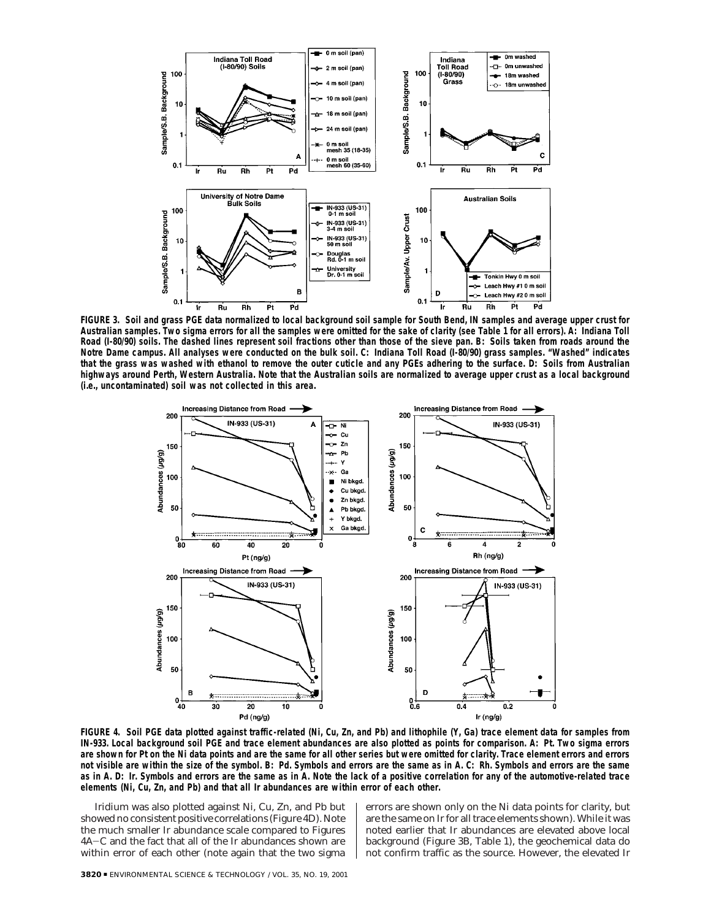**FIGURE 3. Soil and grass PGE data normalized to local background soil sample for South Bend, IN samples and average upper crust for Australian samples. Two sigma errors for all the samples were omitted for the sake of clarity (see Table 1 for all errors). A: Indiana Toll Road (I-80/90) soils. The dashed lines represent soil fractions other than those of the sieve pan. B: Soils taken from roads around the Notre Dame campus. All analyses were conducted on the bulk soil. C: Indiana Toll Road (I-80/90) grass samples. "Washed" indicates that the grass was washed with ethanol to remove the outer cuticle and any PGEs adhering to the surface. D: Soils from Australian highways around Perth, Western Australia. Note that the Australian soils are normalized to average upper crust as a local background (i.e., uncontaminated) soil was not collected in this area.**

**FIGURE 4. Soil PGE data plotted against traffic-related (Ni, Cu, Zn, and Pb) and lithophile (Y, Ga) trace element data for samples from IN-933. Local background soil PGE and trace element abundances are also plotted as points for comparison. A: Pt. Two sigma errors are shown for Pt on the Ni data points and are the same for all other series but were omitted for clarity. Trace element errors and errors not visible are within the size of the symbol. B: Pd. Symbols and errors are the same as in A. C: Rh. Symbols and errors are the same as in A. D: Ir. Symbols and errors are the same as in A. Note the lack of a positive correlation for any of the automotive-related trace elements (Ni, Cu, Zn, and Pb) and that all Ir abundances are within error of each other.**

Iridium was also plotted against Ni, Cu, Zn, and Pb but showed no consistent positive correlations (Figure 4D). Note the much smaller Ir abundance scale compared to Figures 4A–C and the fact that all of the Ir abundances shown are within error of each other (note again that the two sigma errors are shown only on the Ni data points for clarity, but are the same on Ir for all trace elements shown). While it was noted earlier that Ir abundances are elevated above local background (Figure 3B, Table 1), the geochemical data do not confirm traffic as the source. However, the elevated Ir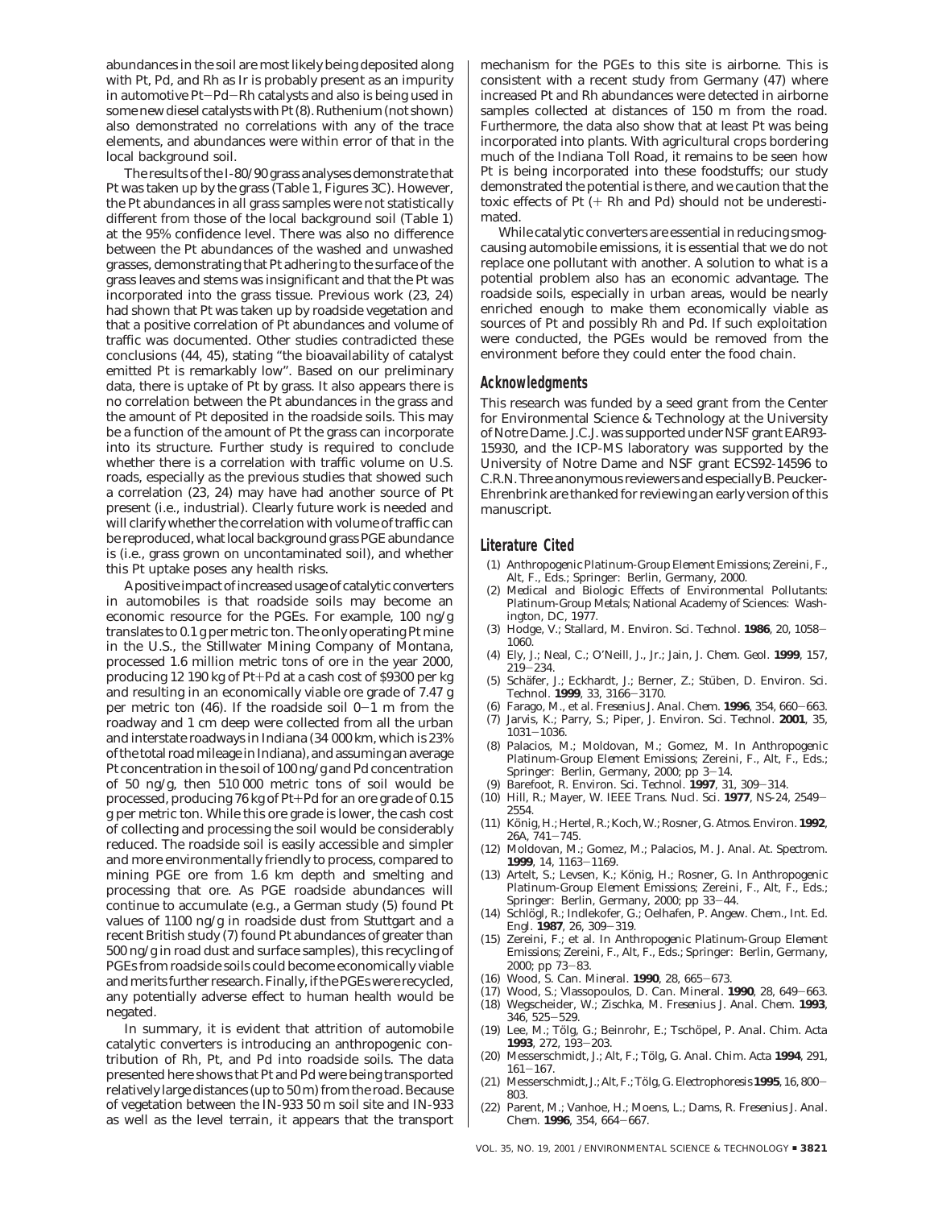abundances in the soil are most likely being deposited along with Pt, Pd, and Rh as Ir is probably present as an impurity in automotive Pt−Pd−Rh catalysts and also is being used in some new diesel catalysts with Pt (8). Ruthenium (not shown) also demonstrated no correlations with any of the trace elements, and abundances were within error of that in the local background soil.

The results of the I-80/90 grass analyses demonstrate that Pt was taken up by the grass (Table 1, Figures 3C). However, the Pt abundances in all grass samples were not statistically different from those of the local background soil (Table 1) at the 95% confidence level. There was also no difference between the Pt abundances of the washed and unwashed grasses, demonstrating that Pt adhering to the surface of the grass leaves and stems was insignificant and that the Pt was incorporated into the grass tissue. Previous work (23, 24) had shown that Pt was taken up by roadside vegetation and that a positive correlation of Pt abundances and volume of traffic was documented. Other studies contradicted these conclusions (44, 45), stating "the bioavailability of catalyst emitted Pt is remarkably low". Based on our preliminary data, there is uptake of Pt by grass. It also appears there is no correlation between the Pt abundances in the grass and the amount of Pt deposited in the roadside soils. This may be a function of the amount of Pt the grass can incorporate into its structure. Further study is required to conclude whether there is a correlation with traffic volume on U.S. roads, especially as the previous studies that showed such a correlation (23, 24) may have had another source of Pt present (i.e., industrial). Clearly future work is needed and will clarify whether the correlation with volume of traffic can be reproduced, what local background grass PGE abundance is (i.e., grass grown on uncontaminated soil), and whether this Pt uptake poses any health risks.

A positive impact of increased usage of catalytic converters in automobiles is that roadside soils may become an economic resource for the PGEs. For example, 100 ng/g translates to 0.1 g per metric ton. The only operating Pt mine in the U.S., the Stillwater Mining Company of Montana, processed 1.6 million metric tons of ore in the year 2000, producing 12 190 kg of Pt+Pd at a cash cost of \$9300 per kg and resulting in an economically viable ore grade of 7.47 g per metric ton (46). If the roadside soil 0−1 m from the roadway and 1 cm deep were collected from all the urban and interstate roadways in Indiana (34 000 km, which is 23% of the total road mileage in Indiana), and assuming an average Pt concentration in the soil of 100 ng/g and Pd concentration of 50 ng/g, then 510 000 metric tons of soil would be processed, producing 76 kg of Pt+Pd for an ore grade of 0.15 g per metric ton. While this ore grade is lower, the cash cost of collecting and processing the soil would be considerably reduced. The roadside soil is easily accessible and simpler and more environmentally friendly to process, compared to mining PGE ore from 1.6 km depth and smelting and processing that ore. As PGE roadside abundances will continue to accumulate (e.g., a German study (5) found Pt values of 1100 ng/g in roadside dust from Stuttgart and a recent British study (7) found Pt abundances of greater than 500 ng/g in road dust and surface samples), this recycling of PGEs from roadside soils could become economically viable and merits further research. Finally, if the PGEs were recycled, any potentially adverse effect to human health would be negated.

In summary, it is evident that attrition of automobile catalytic converters is introducing an anthropogenic contribution of Rh, Pt, and Pd into roadside soils. The data presented here shows that Pt and Pd were being transported relatively large distances (up to 50 m) from the road. Because of vegetation between the IN-933 50 m soil site and IN-933 as well as the level terrain, it appears that the transport mechanism for the PGEs to this site is airborne. This is consistent with a recent study from Germany (47) where increased Pt and Rh abundances were detected in airborne samples collected at distances of 150 m from the road. Furthermore, the data also show that at least Pt was being incorporated into plants. With agricultural crops bordering much of the Indiana Toll Road, it remains to be seen how Pt is being incorporated into these foodstuffs; our study demonstrated the potential is there, and we caution that the toxic effects of Pt (+ Rh and Pd) should not be underestimated.

While catalytic converters are essential in reducing smog-causing automobile emissions, it is essential that we do not replace one pollutant with another. A solution to what is a potential problem also has an economic advantage. The roadside soils, especially in urban areas, would be nearly enriched enough to make them economically viable as sources of Pt and possibly Rh and Pd. If such exploitation were conducted, the PGEs would be removed from the environment before they could enter the food chain.

## Acknowledgments

This research was funded by a seed grant from the Center for Environmental Science & Technology at the University of Notre Dame. J.C.J. was supported under NSF grant EAR93-15930, and the ICP-MS laboratory was supported by the University of Notre Dame and NSF grant ECS92-14596 to C.R.N. Three anonymous reviewers and especially B. Peucker-Ehrenbrink are thanked for reviewing an early version of this manuscript.

## Literature Cited

(1) *Anthropogenic Platinum-Group Element Emissions*; Zereini, F., Alt, F., Eds.; Springer: Berlin, Germany, 2000.
(2) *Medical and Biologic Effects of Environmental Pollutants: Platinum-Group Metals*; National Academy of Sciences: Washington, DC, 1977.
(3) Hodge, V.; Stallard, M. *Environ. Sci. Technol.* **1986**, 20, 1058−1060.
(4) Ely, J.; Neal, C.; O'Neill, J., Jr.; Jain, J. *Chem. Geol.* **1999**, 157, 219−234.
(5) Schäfer, J.; Eckhardt, J.; Berner, Z.; Stüben, D. *Environ. Sci. Technol.* **1999**, 33, 3166−3170.
(6) Farago, M., et al. *Fresenius J. Anal. Chem.* **1996**, 354, 660−663.
(7) Jarvis, K.; Parry, S.; Piper, J. *Environ. Sci. Technol.* **2001**, 35, 1031−1036.
(8) Palacios, M.; Moldovan, M.; Gomez, M. In *Anthropogenic Platinum-Group Element Emissions*; Zereini, F., Alt, F., Eds.; Springer: Berlin, Germany, 2000; pp 3−14.
(9) Barefoot, R. *Environ. Sci. Technol.* **1997**, 31, 309−314.
(10) Hill, R.; Mayer, W. *IEEE Trans. Nucl. Sci.* **1977**, NS-24, 2549−2554.
(11) König, H.; Hertel, R.; Koch, W.; Rosner, G. *Atmos. Environ.* **1992**, 26A, 741−745.
(12) Moldovan, M.; Gomez, M.; Palacios, M. *J. Anal. At. Spectrom.* **1999**, 14, 1163−1169.
(13) Artelt, S.; Levsen, K.; König, H.; Rosner, G. In *Anthropogenic Platinum-Group Element Emissions*; Zereini, F., Alt, F., Eds.; Springer: Berlin, Germany, 2000; pp 33−44.
(14) Schlögl, R.; Indlekofer, G.; Oelhafen, P. *Angew. Chem., Int. Ed. Engl.* **1987**, 26, 309−319.
(15) Zereini, F.; et al. In *Anthropogenic Platinum-Group Element Emissions*; Zereini, F., Alt, F., Eds.; Springer: Berlin, Germany, 2000; pp 73−83.
(16) Wood, S. *Can. Mineral.* **1990**, 28, 665−673.
(17) Wood, S.; Vlassopoulos, D. *Can. Mineral.* **1990**, 28, 649−663.
(18) Wegscheider, W.; Zischka, M. *Fresenius J. Anal. Chem.* **1993**, 346, 525−529.
(19) Lee, M.; Tölg, G.; Beinrohr, E.; Tschöpel, P. *Anal. Chim. Acta* **1993**, 272, 193−203.
(20) Messerschmidt, J.; Alt, F.; Tölg, G. *Anal. Chim. Acta* **1994**, 291, 161−167.
(21) Messerschmidt, J.; Alt, F.; Tölg, G. *Electrophoresis* **1995**, 16, 800−803.
(22) Parent, M.; Vanhoe, H.; Moens, L.; Dams, R. *Fresenius J. Anal. Chem.* **1996**, 354, 664−667.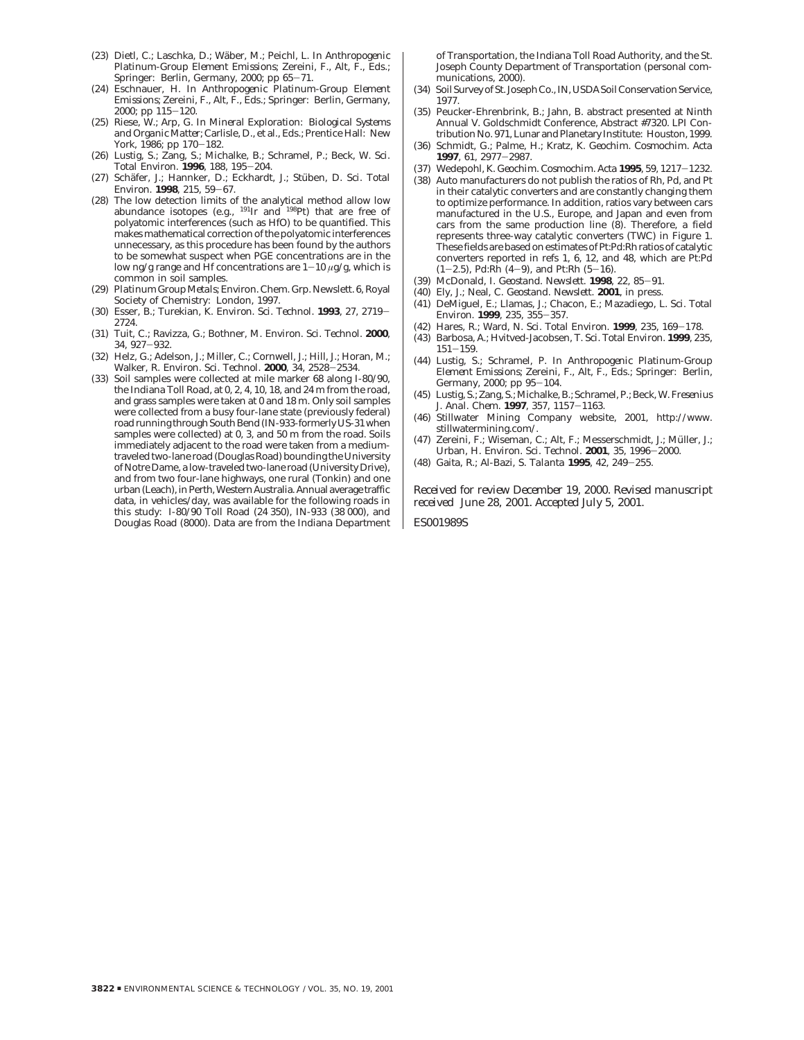(23) Dietl, C.; Laschka, D.; Wäber, M.; Peichl, L. In *Anthropogenic Platinum-Group Element Emissions*; Zereini, F., Alt, F., Eds.; Springer: Berlin, Germany, 2000; pp 65−71.

(24) Eschnauer, H. In *Anthropogenic Platinum-Group Element Emissions*; Zereini, F., Alt, F., Eds.; Springer: Berlin, Germany, 2000; pp 115−120.

(25) Riese, W.; Arp, G. In *Mineral Exploration: Biological Systems and Organic Matter*; Carlisle, D., et al., Eds.; Prentice Hall: New York, 1986; pp 170−182.

(26) Lustig, S.; Zang, S.; Michalke, B.; Schramel, P.; Beck, W. *Sci. Total Environ.* **1996**, 188, 195−204.

(27) Schäfer, J.; Hannker, D.; Eckhardt, J.; Stüben, D. *Sci. Total Environ.* **1998**, 215, 59−67.

(28) The low detection limits of the analytical method allow low abundance isotopes (e.g., $^{191}$Ir and $^{198}$Pt) that are free of polyatomic interferences (such as HfO) to be quantified. This makes mathematical correction of the polyatomic interferences unnecessary, as this procedure has been found by the authors to be somewhat suspect when PGE concentrations are in the low ng/g range and Hf concentrations are 1−10 μg/g, which is common in soil samples.

(29) *Platinum Group Metals*; Environ. Chem. Grp. Newslett. 6, Royal Society of Chemistry: London, 1997.

(30) Esser, B.; Turekian, K. *Environ. Sci. Technol.* **1993**, 27, 2719−2724.

(31) Tuit, C.; Ravizza, G.; Bothner, M. *Environ. Sci. Technol.* **2000**, 34, 927−932.

(32) Helz, G.; Adelson, J.; Miller, C.; Cornwell, J.; Hill, J.; Horan, M.; Walker, R. *Environ. Sci. Technol.* **2000**, 34, 2528−2534.

(33) Soil samples were collected at mile marker 68 along I-80/90, the Indiana Toll Road, at 0, 2, 4, 10, 18, and 24 m from the road, and grass samples were taken at 0 and 18 m. Only soil samples were collected from a busy four-lane state (previously federal) road running through South Bend (IN-933-formerly US-31 when samples were collected) at 0, 3, and 50 m from the road. Soils immediately adjacent to the road were taken from a medium-traveled two-lane road (Douglas Road) bounding the University of Notre Dame, a low-traveled two-lane road (University Drive), and from two four-lane highways, one rural (Tonkin) and one urban (Leach), in Perth, Western Australia. Annual average traffic data, in vehicles/day, was available for the following roads in this study: I-80/90 Toll Road (24 350), IN-933 (38 000), and Douglas Road (8000). Data are from the Indiana Department of Transportation, the Indiana Toll Road Authority, and the St. Joseph County Department of Transportation (personal communications, 2000).

(34) Soil Survey of St. Joseph Co., IN, USDA Soil Conservation Service, 1977.

(35) Peucker-Ehrenbrink, B.; Jahn, B. abstract presented at Ninth Annual V. Goldschmidt Conference, Abstract #7320. LPI Contribution No. 971, Lunar and Planetary Institute: Houston, 1999.

(36) Schmidt, G.; Palme, H.; Kratz, K. *Geochim. Cosmochim. Acta* **1997**, 61, 2977−2987.

(37) Wedepohl, K. *Geochim. Cosmochim. Acta* **1995**, 59, 1217−1232.

(38) Auto manufacturers do not publish the ratios of Rh, Pd, and Pt in their catalytic converters and are constantly changing them to optimize performance. In addition, ratios vary between cars manufactured in the U.S., Europe, and Japan and even from cars from the same production line (8). Therefore, a field represents three-way catalytic converters (TWC) in Figure 1. These fields are based on estimates of Pt:Pd:Rh ratios of catalytic converters reported in refs 1, 6, 12, and 48, which are Pt:Pd (1−2.5), Pd:Rh (4−9), and Pt:Rh (5−16).

(39) McDonald, I. *Geostand. Newslett.* **1998**, 22, 85−91.

(40) Ely, J.; Neal, C. *Geostand. Newslett.* **2001**, in press.

(41) DeMiguel, E.; Llamas, J.; Chacon, E.; Mazadiego, L. *Sci. Total Environ.* **1999**, 235, 355−357.

(42) Hares, R.; Ward, N. *Sci. Total Environ.* **1999**, 235, 169−178.

(43) Barbosa, A.; Hvitved-Jacobsen, T. *Sci. Total Environ.* **1999**, 235, 151−159.

(44) Lustig, S.; Schramel, P. In *Anthropogenic Platinum-Group Element Emissions*; Zereini, F., Alt, F., Eds.; Springer: Berlin, Germany, 2000; pp 95−104.

(45) Lustig, S.; Zang, S.; Michalke, B.; Schramel, P.; Beck, W. *Fresenius J. Anal. Chem.* **1997**, 357, 1157−1163.

(46) Stillwater Mining Company website, 2001, http://www.stillwatermining.com/.

(47) Zereini, F.; Wiseman, C.; Alt, F.; Messerschmidt, J.; Müller, J.; Urban, H. *Environ. Sci. Technol.* **2001**, 35, 1996−2000.

(48) Gaita, R.; Al-Bazi, S. *Talanta* **1995**, 42, 249−255.

*Received for review December 19, 2000. Revised manuscript received June 28, 2001. Accepted July 5, 2001.*

ES001989S